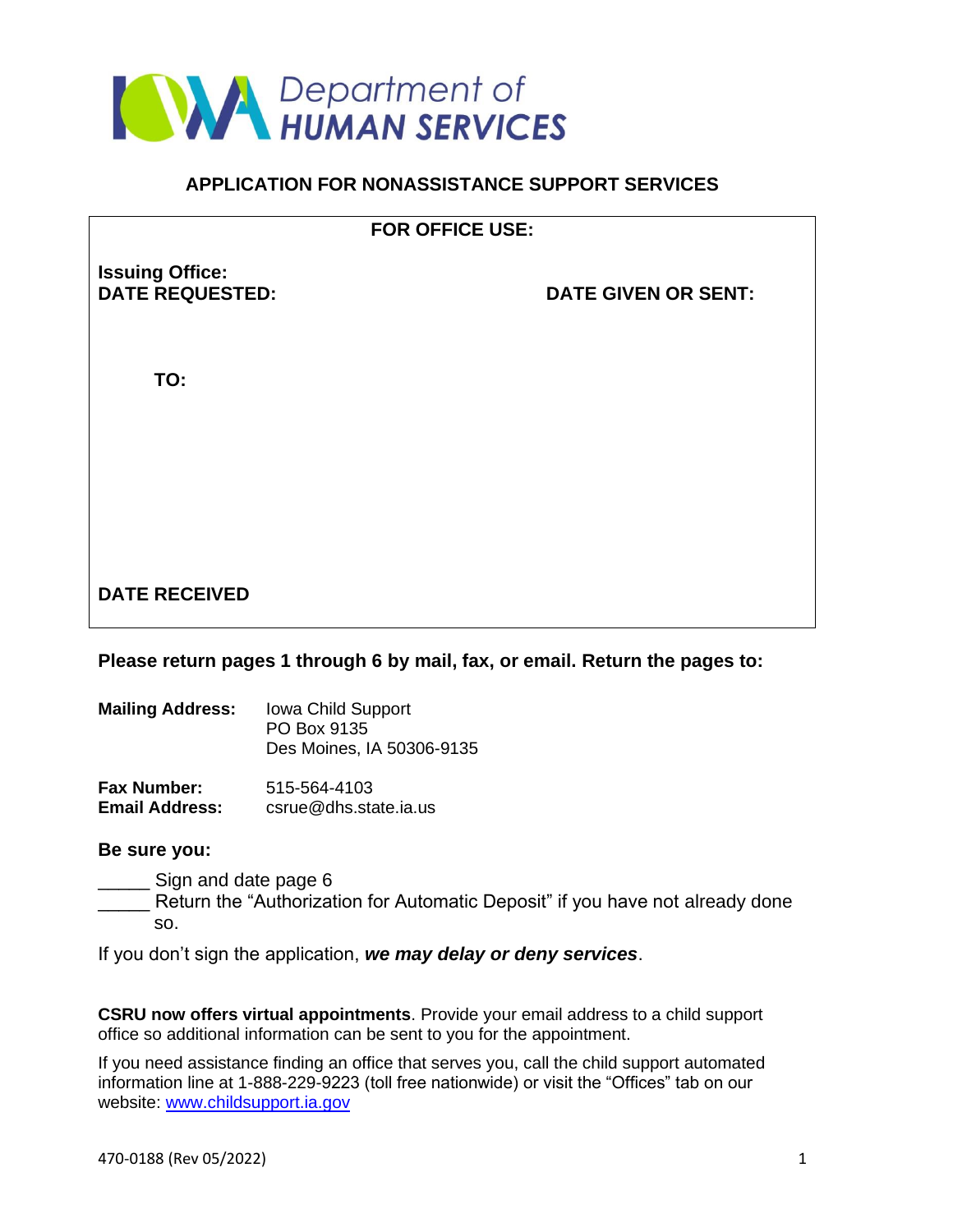Iowa Department of HUMAN SERVICES

# APPLICATION FOR NONASSISTANCE SUPPORT SERVICES

**FOR OFFICE USE:**

**Issuing Office:**

**DATE REQUESTED:** **DATE GIVEN OR SENT:**

**TO:**

**DATE RECEIVED**

**Please return pages 1 through 6 by mail, fax, or email. Return the pages to:**

**Mailing Address:** Iowa Child Support
PO Box 9135
Des Moines, IA 50306-9135

**Fax Number:** 515-564-4103
**Email Address:** csrue@dhs.state.ia.us

**Be sure you:**

_____ Sign and date page 6

_____ Return the "Authorization for Automatic Deposit" if you have not already done so.

If you don't sign the application, ***we may delay or deny services***.

**CSRU now offers virtual appointments**. Provide your email address to a child support office so additional information can be sent to you for the appointment.

If you need assistance finding an office that serves you, call the child support automated information line at 1-888-229-9223 (toll free nationwide) or visit the "Offices" tab on our website: www.childsupport.ia.gov

470-0188 (Rev 05/2022)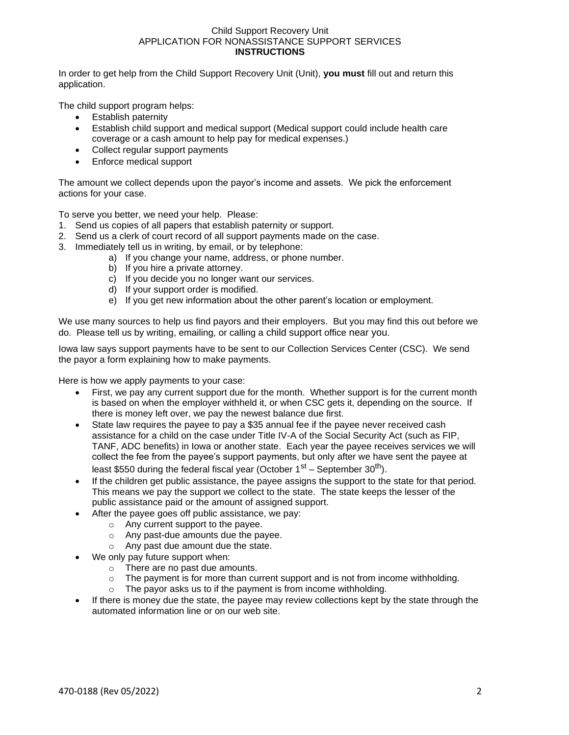Child Support Recovery Unit
APPLICATION FOR NONASSISTANCE SUPPORT SERVICES
**INSTRUCTIONS**

In order to get help from the Child Support Recovery Unit (Unit), **you must** fill out and return this application.

The child support program helps:

- Establish paternity
- Establish child support and medical support (Medical support could include health care coverage or a cash amount to help pay for medical expenses.)
- Collect regular support payments
- Enforce medical support

The amount we collect depends upon the payor's income and assets. We pick the enforcement actions for your case.

To serve you better, we need your help. Please:

1. Send us copies of all papers that establish paternity or support.
2. Send us a clerk of court record of all support payments made on the case.
3. Immediately tell us in writing, by email, or by telephone:
   a) If you change your name, address, or phone number.
   b) If you hire a private attorney.
   c) If you decide you no longer want our services.
   d) If your support order is modified.
   e) If you get new information about the other parent's location or employment.

We use many sources to help us find payors and their employers. But you may find this out before we do. Please tell us by writing, emailing, or calling a child support office near you.

Iowa law says support payments have to be sent to our Collection Services Center (CSC). We send the payor a form explaining how to make payments.

Here is how we apply payments to your case:

- First, we pay any current support due for the month. Whether support is for the current month is based on when the employer withheld it, or when CSC gets it, depending on the source. If there is money left over, we pay the newest balance due first.
- State law requires the payee to pay a $35 annual fee if the payee never received cash assistance for a child on the case under Title IV-A of the Social Security Act (such as FIP, TANF, ADC benefits) in Iowa or another state. Each year the payee receives services we will collect the fee from the payee's support payments, but only after we have sent the payee at least $550 during the federal fiscal year (October 1st – September 30th).
- If the children get public assistance, the payee assigns the support to the state for that period. This means we pay the support we collect to the state. The state keeps the lesser of the public assistance paid or the amount of assigned support.
- After the payee goes off public assistance, we pay:
  - Any current support to the payee.
  - Any past-due amounts due the payee.
  - Any past due amount due the state.
- We only pay future support when:
  - There are no past due amounts.
  - The payment is for more than current support and is not from income withholding.
  - The payor asks us to if the payment is from income withholding.
- If there is money due the state, the payee may review collections kept by the state through the automated information line or on our web site.

470-0188 (Rev 05/2022)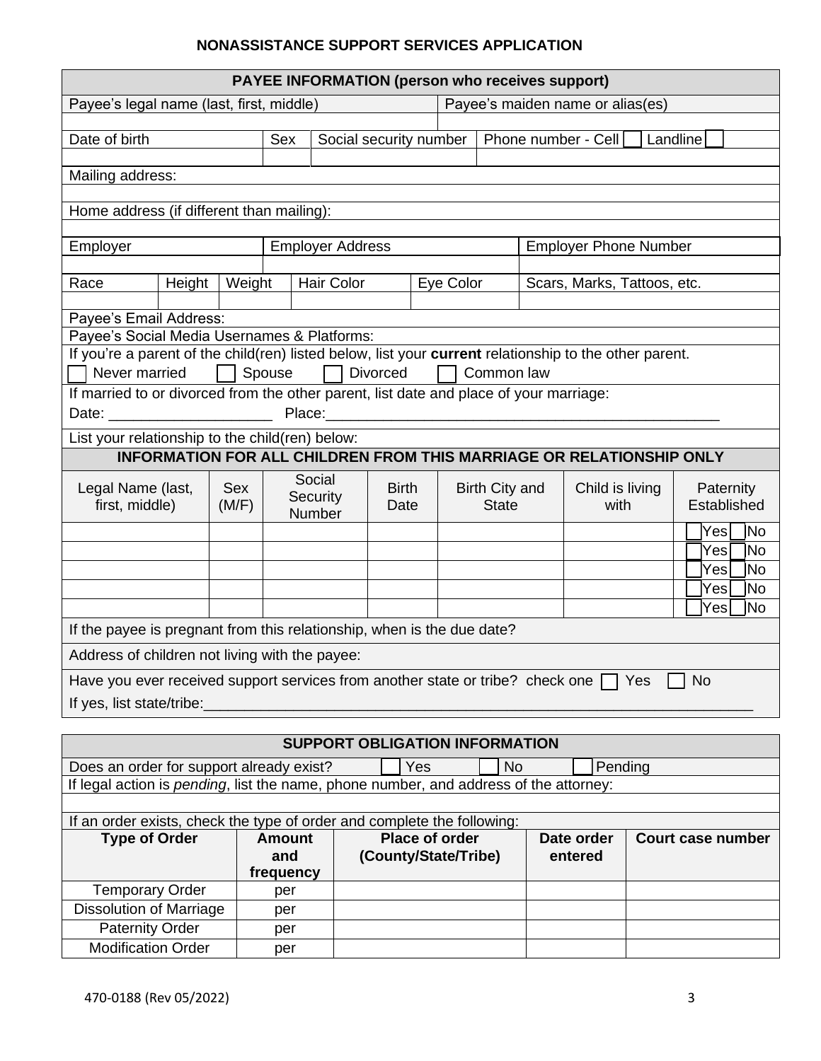# NONASSISTANCE SUPPORT SERVICES APPLICATION

| PAYEE INFORMATION (person who receives support) | | | | | | | | |
|---|---|---|---|---|---|---|---|---|
| Payee's legal name (last, first, middle) | | | | | Payee's maiden name or alias(es) | | | |
| | | | | | | | | |
| Date of birth | | Sex | Social security number | | Phone number - Cell ☐ Landline ☐ | | | |
| | | | | | | | | |
| Mailing address: | | | | | | | | |
| | | | | | | | | |
| Home address (if different than mailing): | | | | | | | | |
| | | | | | | | | |
| Employer | | | Employer Address | | | Employer Phone Number | | |
| | | | | | | | | |
| Race | Height | Weight | Hair Color | | Eye Color | Scars, Marks, Tattoos, etc. | | |
| | | | | | | | | |
| Payee's Email Address: | | | | | | | | |
| Payee's Social Media Usernames & Platforms: | | | | | | | | |

If you're a parent of the child(ren) listed below, list your **current** relationship to the other parent.

☐ Never married ☐ Spouse ☐ Divorced ☐ Common law

If married to or divorced from the other parent, list date and place of your marriage:

Date: ____________________ Place:__________________________________________________

List your relationship to the child(ren) below:

| INFORMATION FOR ALL CHILDREN FROM THIS MARRIAGE OR RELATIONSHIP ONLY | | | | | | |
|---|---|---|---|---|---|---|
| Legal Name (last, first, middle) | Sex (M/F) | Social Security Number | Birth Date | Birth City and State | Child is living with | Paternity Established |
| | | | | | | ☐Yes ☐No |
| | | | | | | ☐Yes ☐No |
| | | | | | | ☐Yes ☐No |
| | | | | | | ☐Yes ☐No |
| | | | | | | ☐Yes ☐No |

If the payee is pregnant from this relationship, when is the due date?

Address of children not living with the payee:

Have you ever received support services from another state or tribe? check one ☐ Yes ☐ No

If yes, list state/tribe:_______________________________________________________________________

| SUPPORT OBLIGATION INFORMATION | | | | |
|---|---|---|---|---|
| Does an order for support already exist? ☐ Yes ☐ No ☐ Pending | | | | |
| If legal action is *pending*, list the name, phone number, and address of the attorney: | | | | |
| | | | | |
| If an order exists, check the type of order and complete the following: | | | | |
| **Type of Order** | **Amount and frequency** | **Place of order (County/State/Tribe)** | **Date order entered** | **Court case number** |
| Temporary Order | per | | | |
| Dissolution of Marriage | per | | | |
| Paternity Order | per | | | |
| Modification Order | per | | | |

470-0188 (Rev 05/2022)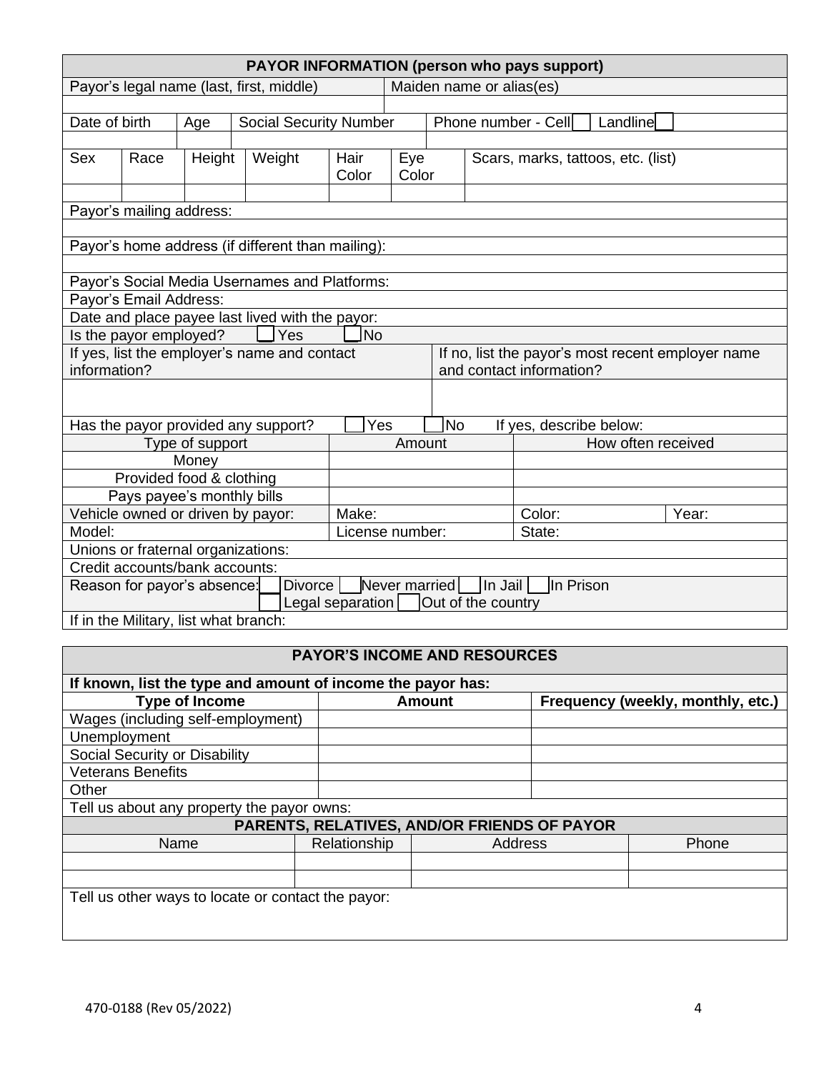## PAYOR INFORMATION (person who pays support)

| Payor's legal name (last, first, middle) | Maiden name or alias(es) |
|---|---|
| | |

| Date of birth | Age | Social Security Number | Phone number - Cell ☐ Landline ☐ |
|---|---|---|---|
| | | | |

| Sex | Race | Height | Weight | Hair Color | Eye Color | Scars, marks, tattoos, etc. (list) |
|---|---|---|---|---|---|---|
| | | | | | | |

Payor's mailing address:

Payor's home address (if different than mailing):

Payor's Social Media Usernames and Platforms:

Payor's Email Address:

Date and place payee last lived with the payor:

Is the payor employed? ☐ Yes ☐ No

| If yes, list the employer's name and contact information? | If no, list the payor's most recent employer name and contact information? |
|---|---|
| | |

Has the payor provided any support? ☐ Yes ☐ No If yes, describe below:

| Type of support | Amount | How often received |
|---|---|---|
| Money | | |
| Provided food & clothing | | |
| Pays payee's monthly bills | | |

| Vehicle owned or driven by payor: | Make: | Color: | Year: |
|---|---|---|---|
| Model: | License number: | State: | |

Unions or fraternal organizations:

Credit accounts/bank accounts:

Reason for payor's absence: ☐ Divorce ☐ Never married ☐ In Jail ☐ In Prison ☐ Legal separation ☐ Out of the country

If in the Military, list what branch:

## PAYOR'S INCOME AND RESOURCES

**If known, list the type and amount of income the payor has:**

| Type of Income | Amount | Frequency (weekly, monthly, etc.) |
|---|---|---|
| Wages (including self-employment) | | |
| Unemployment | | |
| Social Security or Disability | | |
| Veterans Benefits | | |
| Other | | |

Tell us about any property the payor owns:

### PARENTS, RELATIVES, AND/OR FRIENDS OF PAYOR

| Name | Relationship | Address | Phone |
|---|---|---|---|
| | | | |
| | | | |

Tell us other ways to locate or contact the payor:

470-0188 (Rev 05/2022)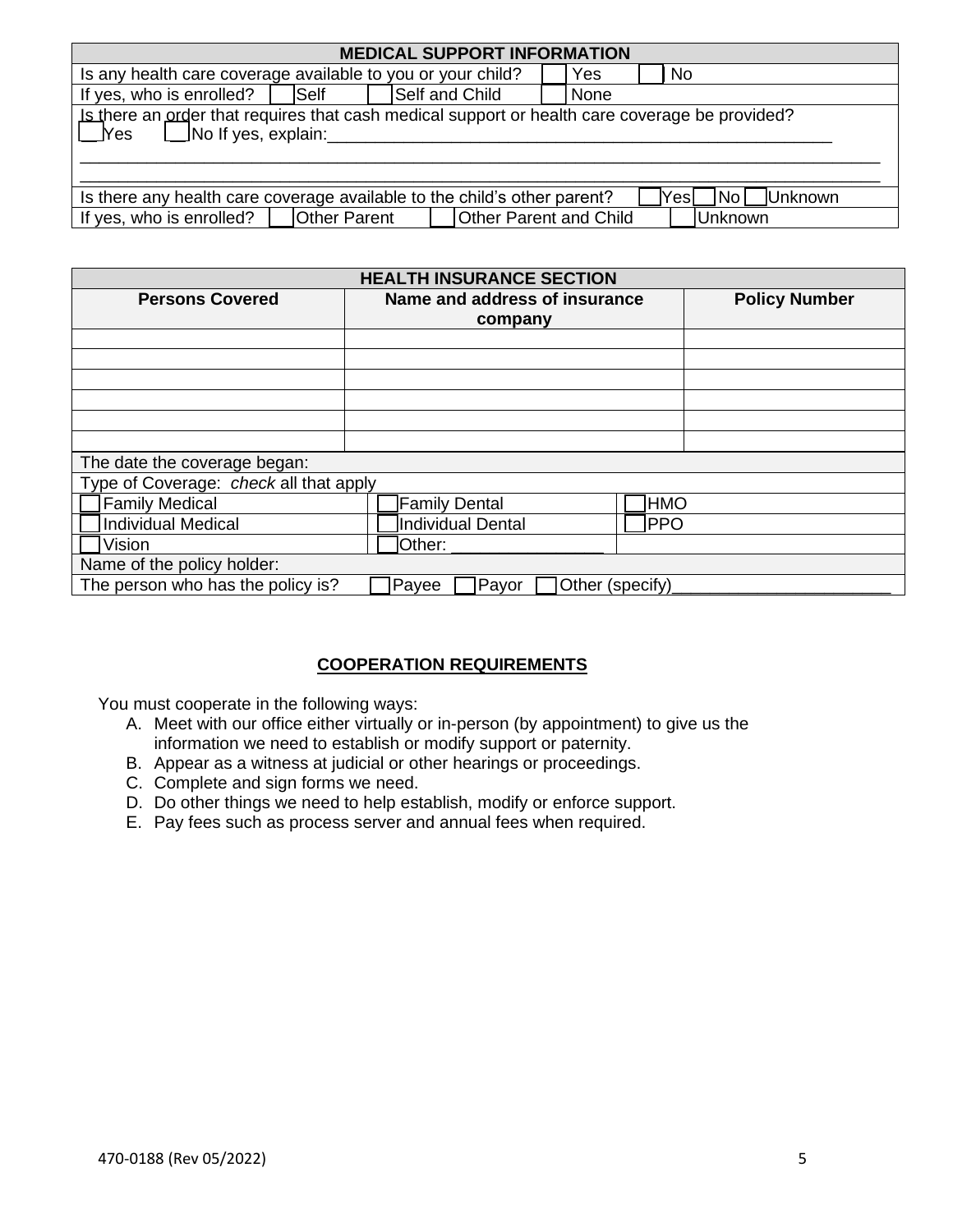| MEDICAL SUPPORT INFORMATION | | | |
|---|---|---|---|
| Is any health care coverage available to you or your child? | ☐ Yes | ☐ No | |
| If yes, who is enrolled? | ☐ Self | ☐ Self and Child | ☐ None |
| Is there an order that requires that cash medical support or health care coverage be provided? ☐ Yes ☐ No If yes, explain:___________________________________________________________ | | | |
| Is there any health care coverage available to the child's other parent? | ☐ Yes | ☐ No | ☐ Unknown |
| If yes, who is enrolled? | ☐ Other Parent | ☐ Other Parent and Child | ☐ Unknown |

| HEALTH INSURANCE SECTION | | |
|---|---|---|
| **Persons Covered** | **Name and address of insurance company** | **Policy Number** |
| | | |
| | | |
| | | |
| | | |
| | | |
| | | |
| The date the coverage began: | | |
| Type of Coverage: *check* all that apply | | |
| ☐ Family Medical | ☐ Family Dental | ☐ HMO |
| ☐ Individual Medical | ☐ Individual Dental | ☐ PPO |
| ☐ Vision | ☐ Other: ________________ | |
| Name of the policy holder: | | |
| The person who has the policy is? | ☐ Payee ☐ Payor | ☐ Other (specify)_______________________ |

## COOPERATION REQUIREMENTS

You must cooperate in the following ways:

A. Meet with our office either virtually or in-person (by appointment) to give us the information we need to establish or modify support or paternity.
B. Appear as a witness at judicial or other hearings or proceedings.
C. Complete and sign forms we need.
D. Do other things we need to help establish, modify or enforce support.
E. Pay fees such as process server and annual fees when required.

470-0188 (Rev 05/2022)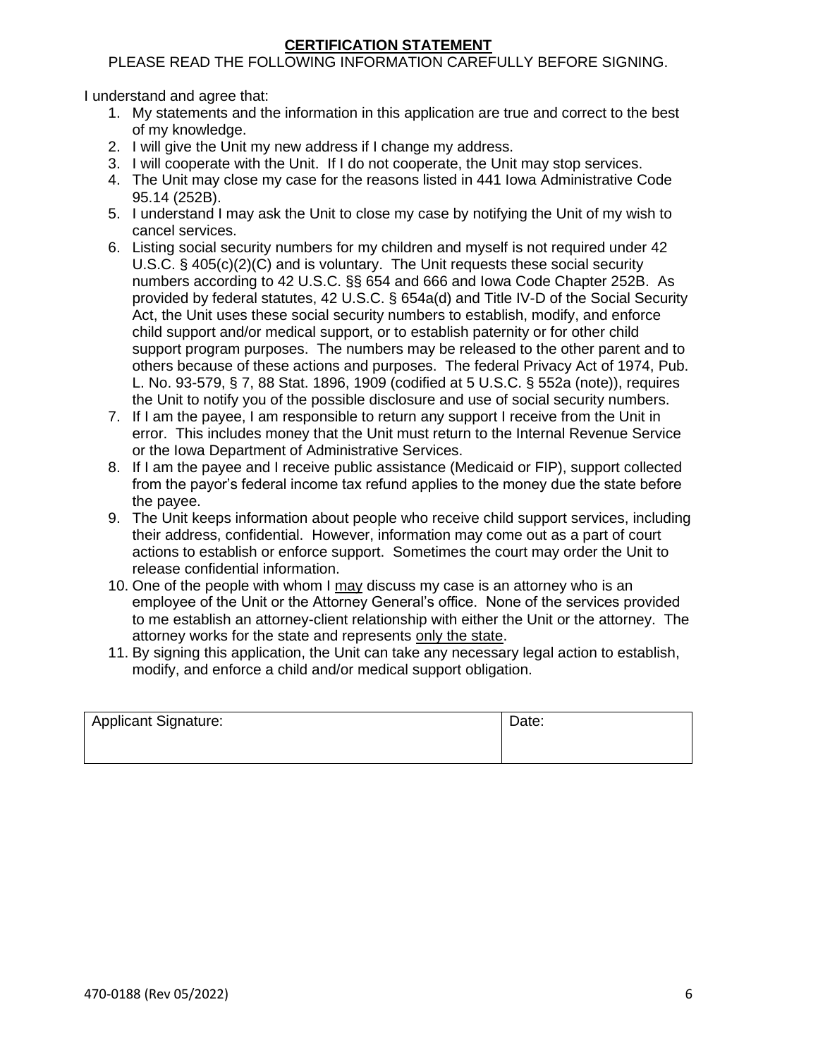## CERTIFICATION STATEMENT

PLEASE READ THE FOLLOWING INFORMATION CAREFULLY BEFORE SIGNING.

I understand and agree that:

1. My statements and the information in this application are true and correct to the best of my knowledge.
2. I will give the Unit my new address if I change my address.
3. I will cooperate with the Unit. If I do not cooperate, the Unit may stop services.
4. The Unit may close my case for the reasons listed in 441 Iowa Administrative Code 95.14 (252B).
5. I understand I may ask the Unit to close my case by notifying the Unit of my wish to cancel services.
6. Listing social security numbers for my children and myself is not required under 42 U.S.C. § 405(c)(2)(C) and is voluntary. The Unit requests these social security numbers according to 42 U.S.C. §§ 654 and 666 and Iowa Code Chapter 252B. As provided by federal statutes, 42 U.S.C. § 654a(d) and Title IV-D of the Social Security Act, the Unit uses these social security numbers to establish, modify, and enforce child support and/or medical support, or to establish paternity or for other child support program purposes. The numbers may be released to the other parent and to others because of these actions and purposes. The federal Privacy Act of 1974, Pub. L. No. 93-579, § 7, 88 Stat. 1896, 1909 (codified at 5 U.S.C. § 552a (note)), requires the Unit to notify you of the possible disclosure and use of social security numbers.
7. If I am the payee, I am responsible to return any support I receive from the Unit in error. This includes money that the Unit must return to the Internal Revenue Service or the Iowa Department of Administrative Services.
8. If I am the payee and I receive public assistance (Medicaid or FIP), support collected from the payor's federal income tax refund applies to the money due the state before the payee.
9. The Unit keeps information about people who receive child support services, including their address, confidential. However, information may come out as a part of court actions to establish or enforce support. Sometimes the court may order the Unit to release confidential information.
10. One of the people with whom I <u>may</u> discuss my case is an attorney who is an employee of the Unit or the Attorney General's office. None of the services provided to me establish an attorney-client relationship with either the Unit or the attorney. The attorney works for the state and represents <u>only the state</u>.
11. By signing this application, the Unit can take any necessary legal action to establish, modify, and enforce a child and/or medical support obligation.

| Applicant Signature: | Date: |
|---|---|
| | |

470-0188 (Rev 05/2022)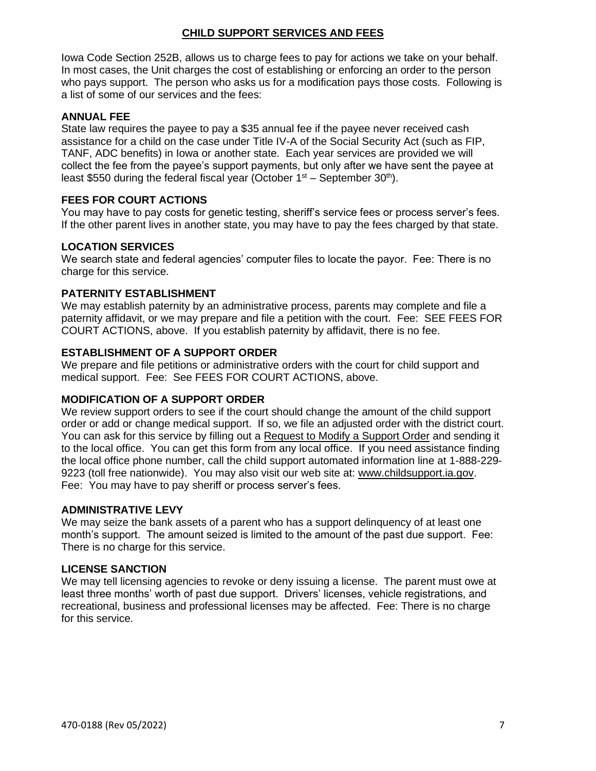## CHILD SUPPORT SERVICES AND FEES

Iowa Code Section 252B, allows us to charge fees to pay for actions we take on your behalf. In most cases, the Unit charges the cost of establishing or enforcing an order to the person who pays support. The person who asks us for a modification pays those costs. Following is a list of some of our services and the fees:

### ANNUAL FEE

State law requires the payee to pay a $35 annual fee if the payee never received cash assistance for a child on the case under Title IV-A of the Social Security Act (such as FIP, TANF, ADC benefits) in Iowa or another state. Each year services are provided we will collect the fee from the payee's support payments, but only after we have sent the payee at least $550 during the federal fiscal year (October 1st – September 30th).

### FEES FOR COURT ACTIONS

You may have to pay costs for genetic testing, sheriff's service fees or process server's fees. If the other parent lives in another state, you may have to pay the fees charged by that state.

### LOCATION SERVICES

We search state and federal agencies' computer files to locate the payor. Fee: There is no charge for this service.

### PATERNITY ESTABLISHMENT

We may establish paternity by an administrative process, parents may complete and file a paternity affidavit, or we may prepare and file a petition with the court. Fee: SEE FEES FOR COURT ACTIONS, above. If you establish paternity by affidavit, there is no fee.

### ESTABLISHMENT OF A SUPPORT ORDER

We prepare and file petitions or administrative orders with the court for child support and medical support. Fee: See FEES FOR COURT ACTIONS, above.

### MODIFICATION OF A SUPPORT ORDER

We review support orders to see if the court should change the amount of the child support order or add or change medical support. If so, we file an adjusted order with the district court. You can ask for this service by filling out a Request to Modify a Support Order and sending it to the local office. You can get this form from any local office. If you need assistance finding the local office phone number, call the child support automated information line at 1-888-229-9223 (toll free nationwide). You may also visit our web site at: www.childsupport.ia.gov. Fee: You may have to pay sheriff or process server's fees.

### ADMINISTRATIVE LEVY

We may seize the bank assets of a parent who has a support delinquency of at least one month's support. The amount seized is limited to the amount of the past due support. Fee: There is no charge for this service.

### LICENSE SANCTION

We may tell licensing agencies to revoke or deny issuing a license. The parent must owe at least three months' worth of past due support. Drivers' licenses, vehicle registrations, and recreational, business and professional licenses may be affected. Fee: There is no charge for this service.

470-0188 (Rev 05/2022)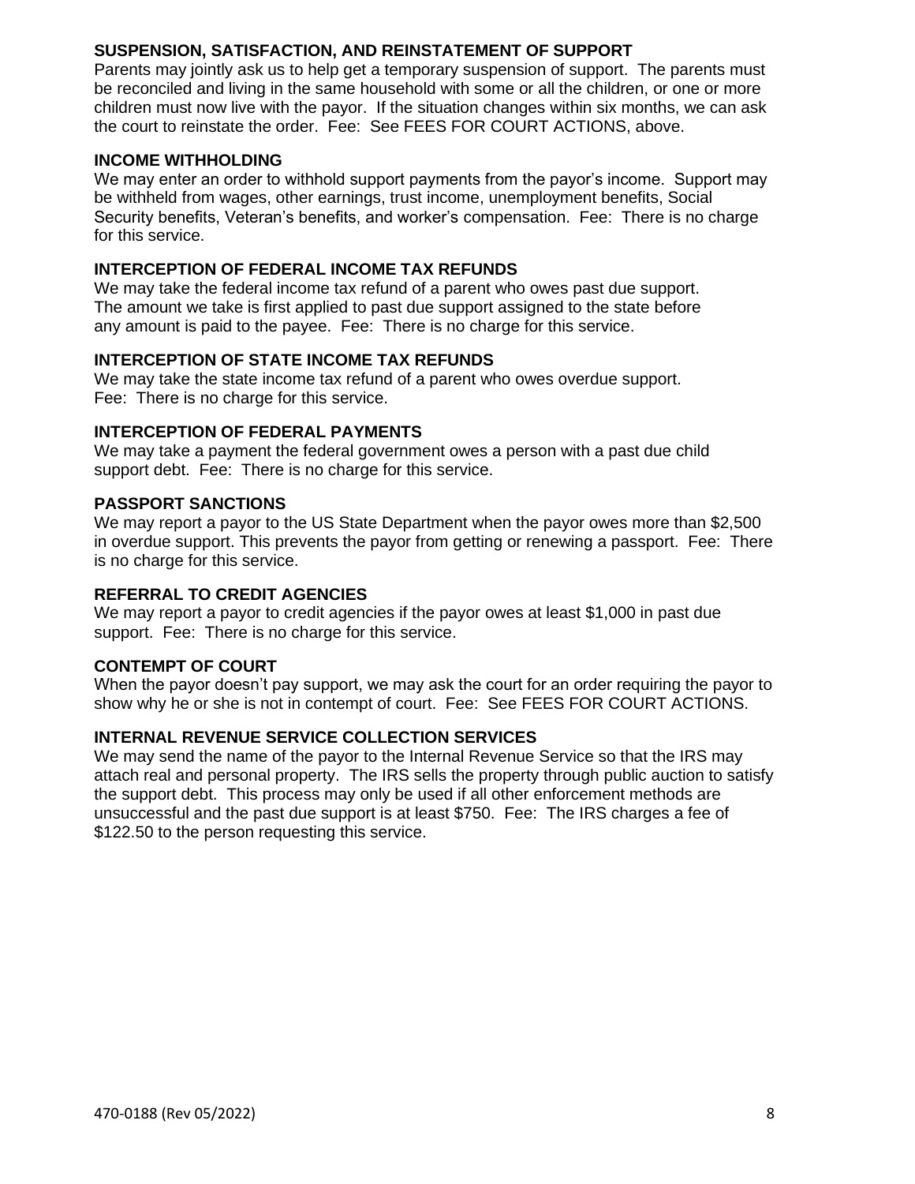### SUSPENSION, SATISFACTION, AND REINSTATEMENT OF SUPPORT

Parents may jointly ask us to help get a temporary suspension of support. The parents must be reconciled and living in the same household with some or all the children, or one or more children must now live with the payor. If the situation changes within six months, we can ask the court to reinstate the order. Fee: See FEES FOR COURT ACTIONS, above.

### INCOME WITHHOLDING

We may enter an order to withhold support payments from the payor's income. Support may be withheld from wages, other earnings, trust income, unemployment benefits, Social Security benefits, Veteran's benefits, and worker's compensation. Fee: There is no charge for this service.

### INTERCEPTION OF FEDERAL INCOME TAX REFUNDS

We may take the federal income tax refund of a parent who owes past due support. The amount we take is first applied to past due support assigned to the state before any amount is paid to the payee. Fee: There is no charge for this service.

### INTERCEPTION OF STATE INCOME TAX REFUNDS

We may take the state income tax refund of a parent who owes overdue support. Fee: There is no charge for this service.

### INTERCEPTION OF FEDERAL PAYMENTS

We may take a payment the federal government owes a person with a past due child support debt. Fee: There is no charge for this service.

### PASSPORT SANCTIONS

We may report a payor to the US State Department when the payor owes more than $2,500 in overdue support. This prevents the payor from getting or renewing a passport. Fee: There is no charge for this service.

### REFERRAL TO CREDIT AGENCIES

We may report a payor to credit agencies if the payor owes at least $1,000 in past due support. Fee: There is no charge for this service.

### CONTEMPT OF COURT

When the payor doesn't pay support, we may ask the court for an order requiring the payor to show why he or she is not in contempt of court. Fee: See FEES FOR COURT ACTIONS.

### INTERNAL REVENUE SERVICE COLLECTION SERVICES

We may send the name of the payor to the Internal Revenue Service so that the IRS may attach real and personal property. The IRS sells the property through public auction to satisfy the support debt. This process may only be used if all other enforcement methods are unsuccessful and the past due support is at least $750. Fee: The IRS charges a fee of $122.50 to the person requesting this service.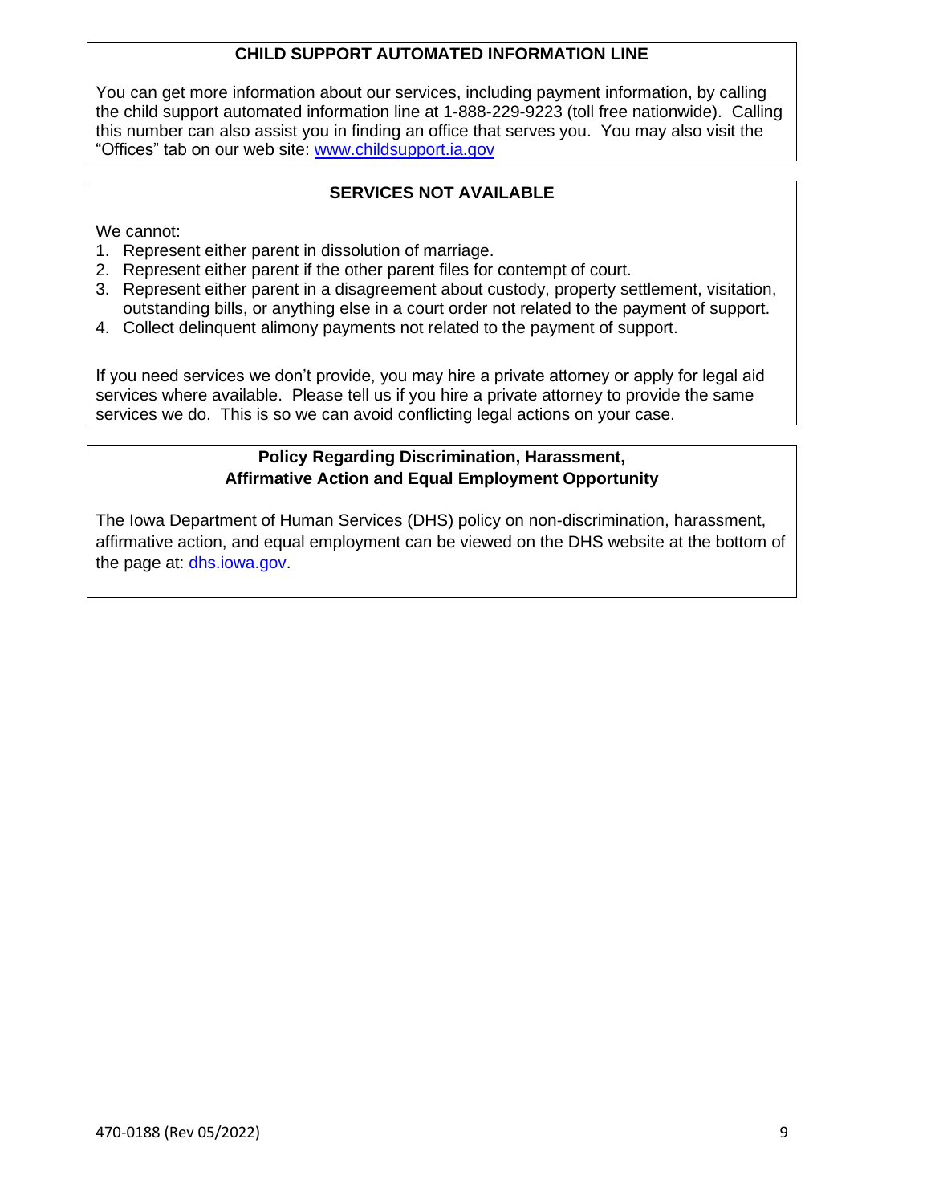## CHILD SUPPORT AUTOMATED INFORMATION LINE

You can get more information about our services, including payment information, by calling the child support automated information line at 1-888-229-9223 (toll free nationwide). Calling this number can also assist you in finding an office that serves you. You may also visit the "Offices" tab on our web site: [www.childsupport.ia.gov](http://www.childsupport.ia.gov)

## SERVICES NOT AVAILABLE

We cannot:

1. Represent either parent in dissolution of marriage.
2. Represent either parent if the other parent files for contempt of court.
3. Represent either parent in a disagreement about custody, property settlement, visitation, outstanding bills, or anything else in a court order not related to the payment of support.
4. Collect delinquent alimony payments not related to the payment of support.

If you need services we don't provide, you may hire a private attorney or apply for legal aid services where available. Please tell us if you hire a private attorney to provide the same services we do. This is so we can avoid conflicting legal actions on your case.

## Policy Regarding Discrimination, Harassment, Affirmative Action and Equal Employment Opportunity

The Iowa Department of Human Services (DHS) policy on non-discrimination, harassment, affirmative action, and equal employment can be viewed on the DHS website at the bottom of the page at: [dhs.iowa.gov](http://dhs.iowa.gov).

470-0188 (Rev 05/2022)